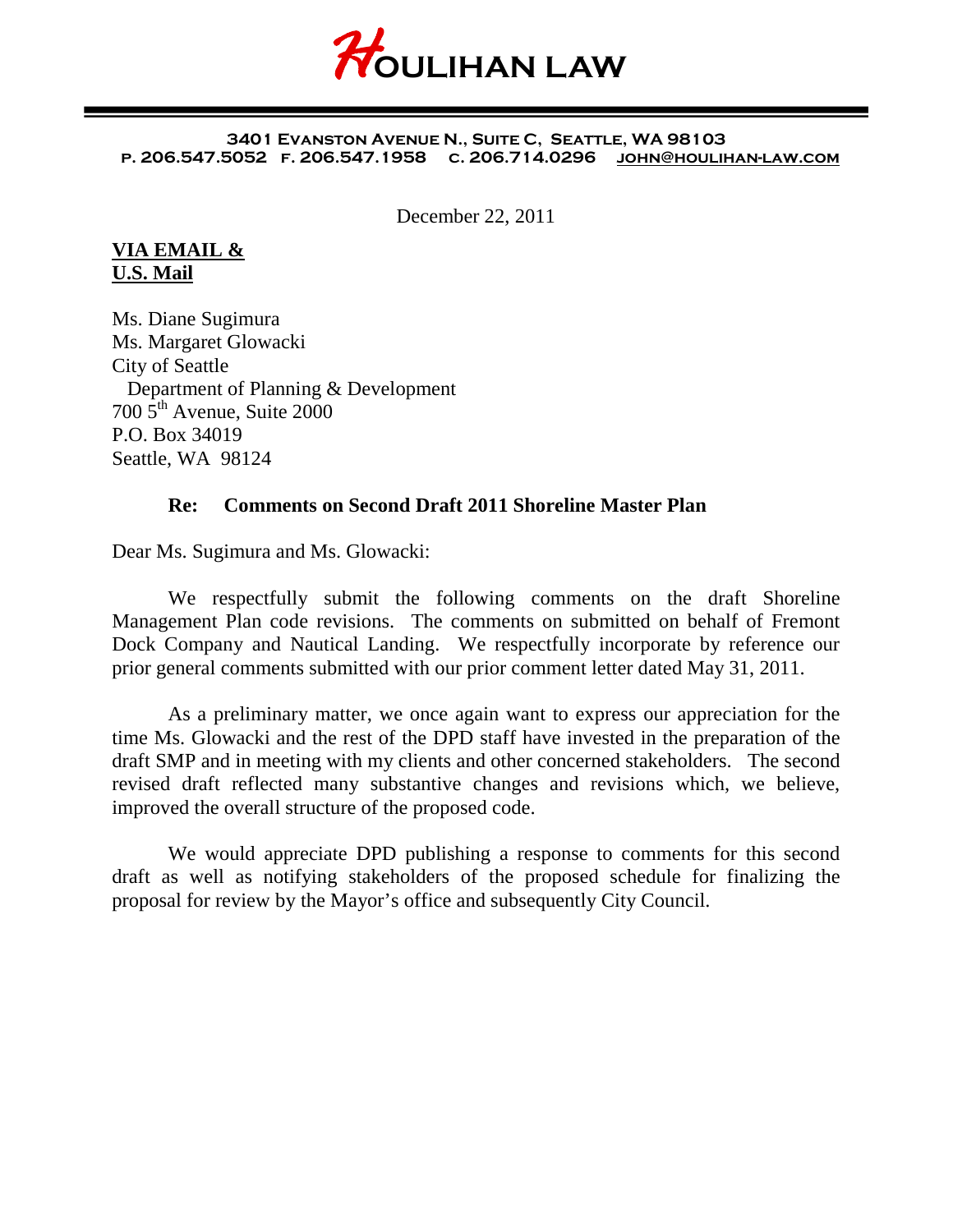# HOULIHAN LAW

**3401 Evanston Avenue N., Suite C, Seattle, WA 98103**
**P. 206.547.5052 F. 206.547.1958 C. 206.714.0296 john@houlihan-law.com**

December 22, 2011

**VIA EMAIL &**
**U.S. Mail**

Ms. Diane Sugimura
Ms. Margaret Glowacki
City of Seattle
Department of Planning & Development
700 5th Avenue, Suite 2000
P.O. Box 34019
Seattle, WA 98124

**Re: Comments on Second Draft 2011 Shoreline Master Plan**

Dear Ms. Sugimura and Ms. Glowacki:

We respectfully submit the following comments on the draft Shoreline Management Plan code revisions. The comments on submitted on behalf of Fremont Dock Company and Nautical Landing. We respectfully incorporate by reference our prior general comments submitted with our prior comment letter dated May 31, 2011.

As a preliminary matter, we once again want to express our appreciation for the time Ms. Glowacki and the rest of the DPD staff have invested in the preparation of the draft SMP and in meeting with my clients and other concerned stakeholders. The second revised draft reflected many substantive changes and revisions which, we believe, improved the overall structure of the proposed code.

We would appreciate DPD publishing a response to comments for this second draft as well as notifying stakeholders of the proposed schedule for finalizing the proposal for review by the Mayor's office and subsequently City Council.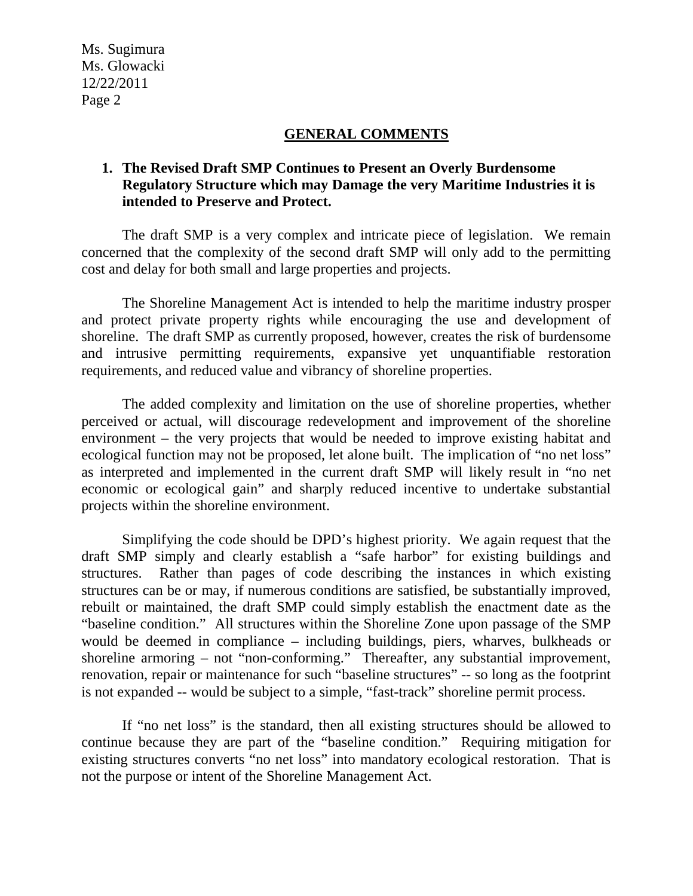## GENERAL COMMENTS

**1. The Revised Draft SMP Continues to Present an Overly Burdensome Regulatory Structure which may Damage the very Maritime Industries it is intended to Preserve and Protect.**

The draft SMP is a very complex and intricate piece of legislation. We remain concerned that the complexity of the second draft SMP will only add to the permitting cost and delay for both small and large properties and projects.

The Shoreline Management Act is intended to help the maritime industry prosper and protect private property rights while encouraging the use and development of shoreline. The draft SMP as currently proposed, however, creates the risk of burdensome and intrusive permitting requirements, expansive yet unquantifiable restoration requirements, and reduced value and vibrancy of shoreline properties.

The added complexity and limitation on the use of shoreline properties, whether perceived or actual, will discourage redevelopment and improvement of the shoreline environment – the very projects that would be needed to improve existing habitat and ecological function may not be proposed, let alone built. The implication of "no net loss" as interpreted and implemented in the current draft SMP will likely result in "no net economic or ecological gain" and sharply reduced incentive to undertake substantial projects within the shoreline environment.

Simplifying the code should be DPD's highest priority. We again request that the draft SMP simply and clearly establish a "safe harbor" for existing buildings and structures. Rather than pages of code describing the instances in which existing structures can be or may, if numerous conditions are satisfied, be substantially improved, rebuilt or maintained, the draft SMP could simply establish the enactment date as the "baseline condition." All structures within the Shoreline Zone upon passage of the SMP would be deemed in compliance – including buildings, piers, wharves, bulkheads or shoreline armoring – not "non-conforming." Thereafter, any substantial improvement, renovation, repair or maintenance for such "baseline structures" -- so long as the footprint is not expanded -- would be subject to a simple, "fast-track" shoreline permit process.

If "no net loss" is the standard, then all existing structures should be allowed to continue because they are part of the "baseline condition." Requiring mitigation for existing structures converts "no net loss" into mandatory ecological restoration. That is not the purpose or intent of the Shoreline Management Act.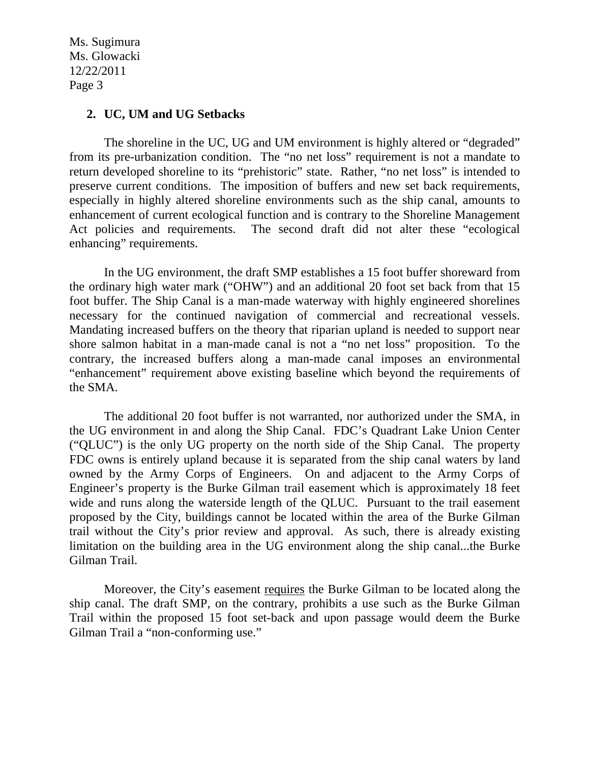## 2. UC, UM and UG Setbacks

The shoreline in the UC, UG and UM environment is highly altered or "degraded" from its pre-urbanization condition. The "no net loss" requirement is not a mandate to return developed shoreline to its "prehistoric" state. Rather, "no net loss" is intended to preserve current conditions. The imposition of buffers and new set back requirements, especially in highly altered shoreline environments such as the ship canal, amounts to enhancement of current ecological function and is contrary to the Shoreline Management Act policies and requirements. The second draft did not alter these "ecological enhancing" requirements.

In the UG environment, the draft SMP establishes a 15 foot buffer shoreward from the ordinary high water mark ("OHW") and an additional 20 foot set back from that 15 foot buffer. The Ship Canal is a man-made waterway with highly engineered shorelines necessary for the continued navigation of commercial and recreational vessels. Mandating increased buffers on the theory that riparian upland is needed to support near shore salmon habitat in a man-made canal is not a "no net loss" proposition. To the contrary, the increased buffers along a man-made canal imposes an environmental "enhancement" requirement above existing baseline which beyond the requirements of the SMA.

The additional 20 foot buffer is not warranted, nor authorized under the SMA, in the UG environment in and along the Ship Canal. FDC's Quadrant Lake Union Center ("QLUC") is the only UG property on the north side of the Ship Canal. The property FDC owns is entirely upland because it is separated from the ship canal waters by land owned by the Army Corps of Engineers. On and adjacent to the Army Corps of Engineer's property is the Burke Gilman trail easement which is approximately 18 feet wide and runs along the waterside length of the QLUC. Pursuant to the trail easement proposed by the City, buildings cannot be located within the area of the Burke Gilman trail without the City's prior review and approval. As such, there is already existing limitation on the building area in the UG environment along the ship canal...the Burke Gilman Trail.

Moreover, the City's easement <u>requires</u> the Burke Gilman to be located along the ship canal. The draft SMP, on the contrary, prohibits a use such as the Burke Gilman Trail within the proposed 15 foot set-back and upon passage would deem the Burke Gilman Trail a "non-conforming use."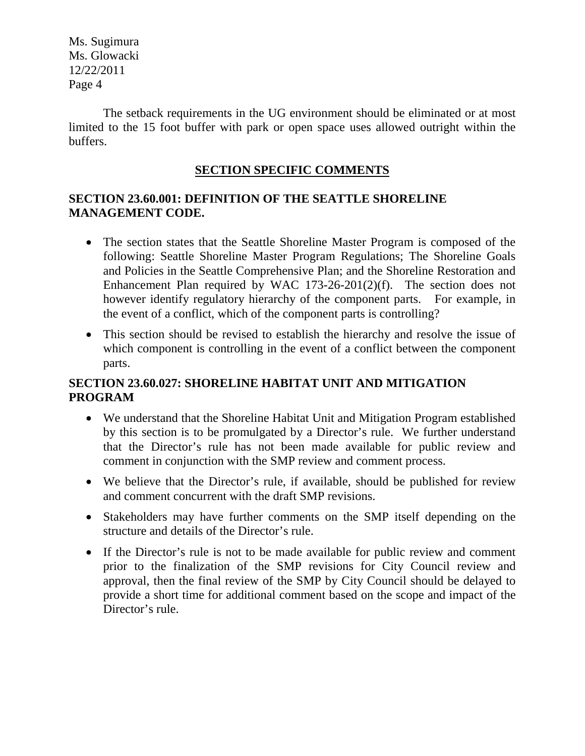The setback requirements in the UG environment should be eliminated or at most limited to the 15 foot buffer with park or open space uses allowed outright within the buffers.

## SECTION SPECIFIC COMMENTS

### SECTION 23.60.001: DEFINITION OF THE SEATTLE SHORELINE MANAGEMENT CODE.

- The section states that the Seattle Shoreline Master Program is composed of the following: Seattle Shoreline Master Program Regulations; The Shoreline Goals and Policies in the Seattle Comprehensive Plan; and the Shoreline Restoration and Enhancement Plan required by WAC 173-26-201(2)(f). The section does not however identify regulatory hierarchy of the component parts. For example, in the event of a conflict, which of the component parts is controlling?
- This section should be revised to establish the hierarchy and resolve the issue of which component is controlling in the event of a conflict between the component parts.

### SECTION 23.60.027: SHORELINE HABITAT UNIT AND MITIGATION PROGRAM

- We understand that the Shoreline Habitat Unit and Mitigation Program established by this section is to be promulgated by a Director's rule. We further understand that the Director's rule has not been made available for public review and comment in conjunction with the SMP review and comment process.
- We believe that the Director's rule, if available, should be published for review and comment concurrent with the draft SMP revisions.
- Stakeholders may have further comments on the SMP itself depending on the structure and details of the Director's rule.
- If the Director's rule is not to be made available for public review and comment prior to the finalization of the SMP revisions for City Council review and approval, then the final review of the SMP by City Council should be delayed to provide a short time for additional comment based on the scope and impact of the Director's rule.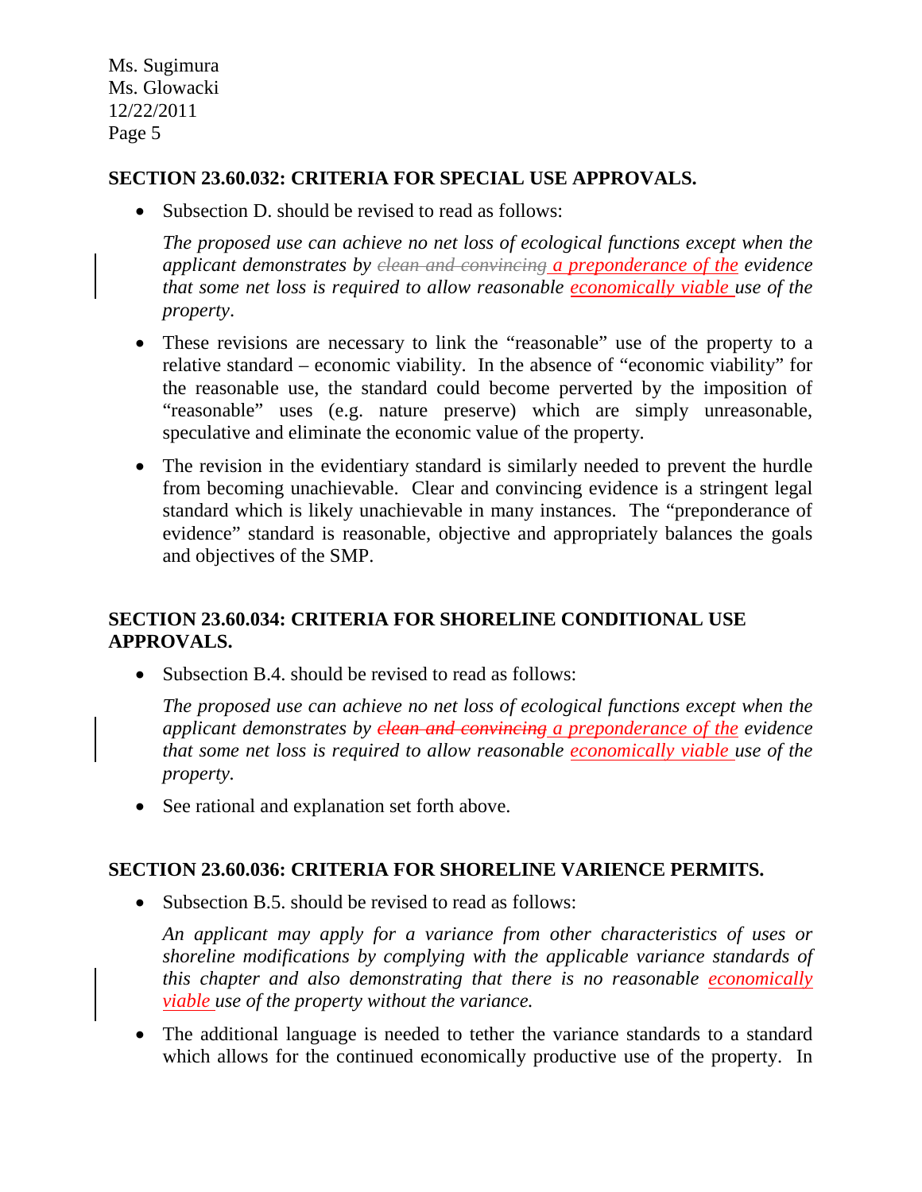**SECTION 23.60.032: CRITERIA FOR SPECIAL USE APPROVALS.**

- Subsection D. should be revised to read as follows:

  *The proposed use can achieve no net loss of ecological functions except when the applicant demonstrates by ~~clean and convincing~~ a preponderance of the evidence that some net loss is required to allow reasonable economically viable use of the property*.

- These revisions are necessary to link the "reasonable" use of the property to a relative standard – economic viability. In the absence of "economic viability" for the reasonable use, the standard could become perverted by the imposition of "reasonable" uses (e.g. nature preserve) which are simply unreasonable, speculative and eliminate the economic value of the property.

- The revision in the evidentiary standard is similarly needed to prevent the hurdle from becoming unachievable. Clear and convincing evidence is a stringent legal standard which is likely unachievable in many instances. The "preponderance of evidence" standard is reasonable, objective and appropriately balances the goals and objectives of the SMP.

**SECTION 23.60.034: CRITERIA FOR SHORELINE CONDITIONAL USE APPROVALS.**

- Subsection B.4. should be revised to read as follows:

  *The proposed use can achieve no net loss of ecological functions except when the applicant demonstrates by ~~clean and convincing~~ a preponderance of the evidence that some net loss is required to allow reasonable economically viable use of the property.*

- See rational and explanation set forth above.

**SECTION 23.60.036: CRITERIA FOR SHORELINE VARIENCE PERMITS.**

- Subsection B.5. should be revised to read as follows:

  *An applicant may apply for a variance from other characteristics of uses or shoreline modifications by complying with the applicable variance standards of this chapter and also demonstrating that there is no reasonable economically viable use of the property without the variance.*

- The additional language is needed to tether the variance standards to a standard which allows for the continued economically productive use of the property. In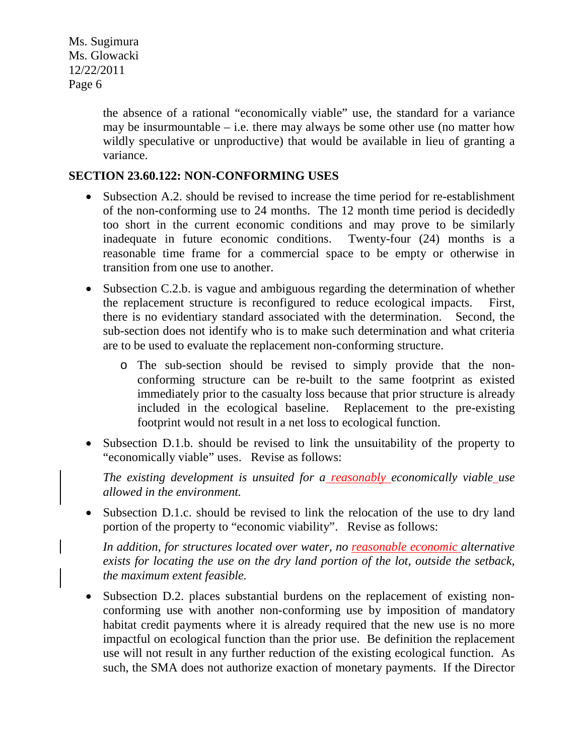the absence of a rational "economically viable" use, the standard for a variance may be insurmountable – i.e. there may always be some other use (no matter how wildly speculative or unproductive) that would be available in lieu of granting a variance.

**SECTION 23.60.122: NON-CONFORMING USES**

- Subsection A.2. should be revised to increase the time period for re-establishment of the non-conforming use to 24 months. The 12 month time period is decidedly too short in the current economic conditions and may prove to be similarly inadequate in future economic conditions. Twenty-four (24) months is a reasonable time frame for a commercial space to be empty or otherwise in transition from one use to another.

- Subsection C.2.b. is vague and ambiguous regarding the determination of whether the replacement structure is reconfigured to reduce ecological impacts. First, there is no evidentiary standard associated with the determination. Second, the sub-section does not identify who is to make such determination and what criteria are to be used to evaluate the replacement non-conforming structure.

  - The sub-section should be revised to simply provide that the non-conforming structure can be re-built to the same footprint as existed immediately prior to the casualty loss because that prior structure is already included in the ecological baseline. Replacement to the pre-existing footprint would not result in a net loss to ecological function.

- Subsection D.1.b. should be revised to link the unsuitability of the property to "economically viable" uses. Revise as follows:

  *The existing development is unsuited for a reasonably economically viable use allowed in the environment.*

- Subsection D.1.c. should be revised to link the relocation of the use to dry land portion of the property to "economic viability". Revise as follows:

  *In addition, for structures located over water, no reasonable economic alternative exists for locating the use on the dry land portion of the lot, outside the setback, the maximum extent feasible.*

- Subsection D.2. places substantial burdens on the replacement of existing non-conforming use with another non-conforming use by imposition of mandatory habitat credit payments where it is already required that the new use is no more impactful on ecological function than the prior use. Be definition the replacement use will not result in any further reduction of the existing ecological function. As such, the SMA does not authorize exaction of monetary payments. If the Director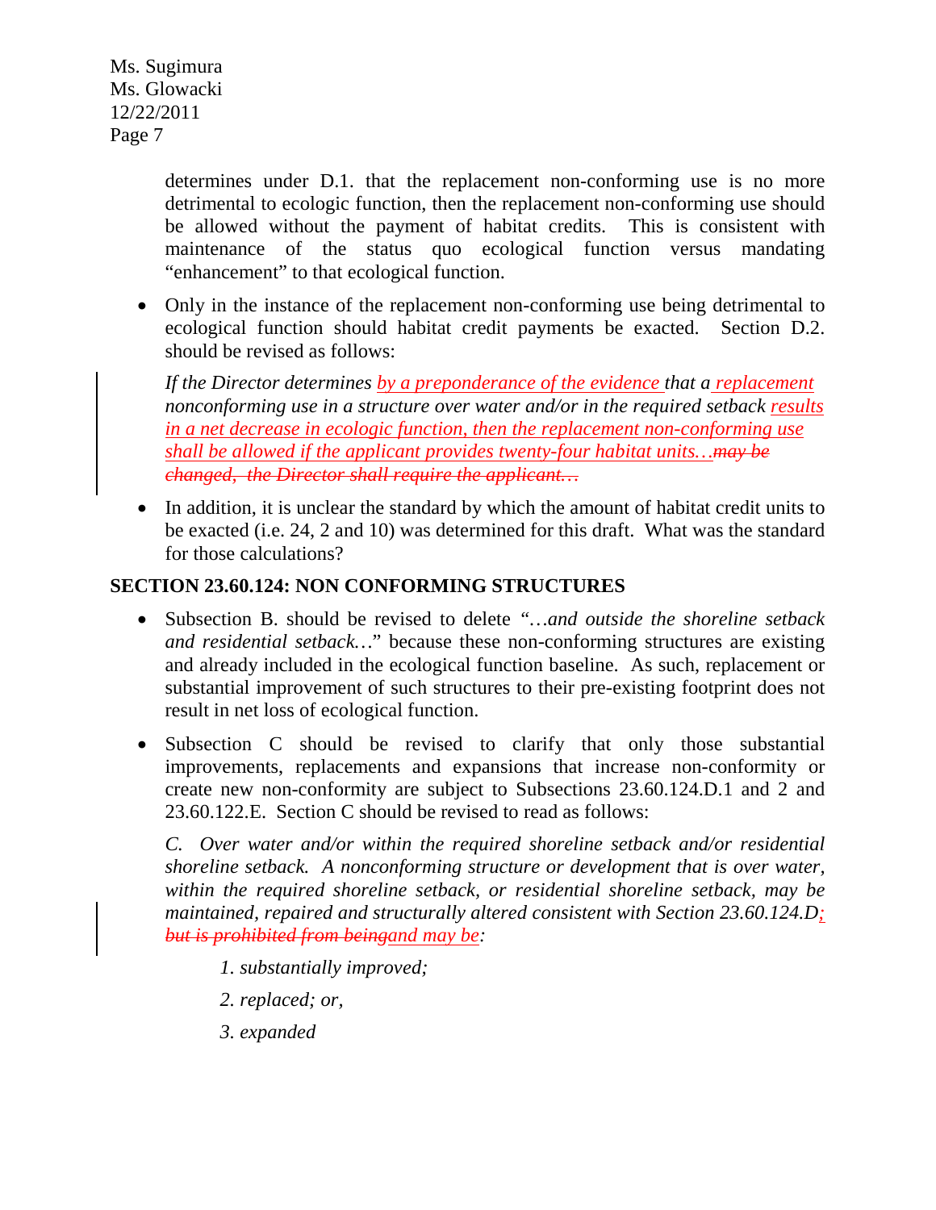determines under D.1. that the replacement non-conforming use is no more detrimental to ecologic function, then the replacement non-conforming use should be allowed without the payment of habitat credits. This is consistent with maintenance of the status quo ecological function versus mandating "enhancement" to that ecological function.

- Only in the instance of the replacement non-conforming use being detrimental to ecological function should habitat credit payments be exacted. Section D.2. should be revised as follows:

  *If the Director determines <u>by a preponderance of the evidence</u> that a <u>replacement</u> nonconforming use in a structure over water and/or in the required setback <u>results in a net decrease in ecologic function, then the replacement non-conforming use shall be allowed if the applicant provides twenty-four habitat units…</u>~~may be changed, the Director shall require the applicant…~~*

- In addition, it is unclear the standard by which the amount of habitat credit units to be exacted (i.e. 24, 2 and 10) was determined for this draft. What was the standard for those calculations?

## SECTION 23.60.124: NON CONFORMING STRUCTURES

- Subsection B. should be revised to delete "*…and outside the shoreline setback and residential setback…*" because these non-conforming structures are existing and already included in the ecological function baseline. As such, replacement or substantial improvement of such structures to their pre-existing footprint does not result in net loss of ecological function.

- Subsection C should be revised to clarify that only those substantial improvements, replacements and expansions that increase non-conformity or create new non-conformity are subject to Subsections 23.60.124.D.1 and 2 and 23.60.122.E. Section C should be revised to read as follows:

  *C. Over water and/or within the required shoreline setback and/or residential shoreline setback. A nonconforming structure or development that is over water, within the required shoreline setback, or residential shoreline setback, may be maintained, repaired and structurally altered consistent with Section 23.60.124.D<u>;</u> ~~but is prohibited from being~~<u>and may be</u>:*

  *1. substantially improved;*

  *2. replaced; or,*

  *3. expanded*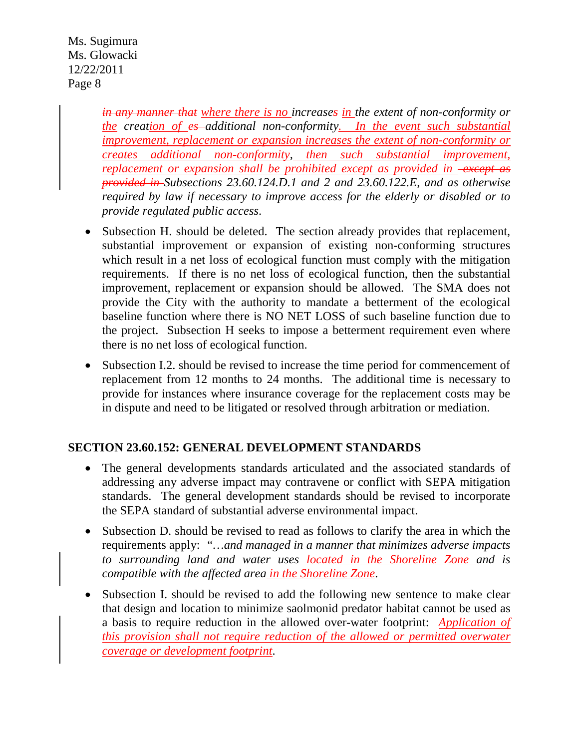*~~in any manner that~~ where there is no increases~~s~~ in the extent of non-conformity or the creation of ~~es~~ additional non-conformity. In the event such substantial improvement, replacement or expansion increases the extent of non-conformity or creates additional non-conformity, then such substantial improvement, replacement or expansion shall be prohibited except as provided in ~~except as provided in~~ Subsections 23.60.124.D.1 and 2 and 23.60.122.E, and as otherwise required by law if necessary to improve access for the elderly or disabled or to provide regulated public access.*

- Subsection H. should be deleted. The section already provides that replacement, substantial improvement or expansion of existing non-conforming structures which result in a net loss of ecological function must comply with the mitigation requirements. If there is no net loss of ecological function, then the substantial improvement, replacement or expansion should be allowed. The SMA does not provide the City with the authority to mandate a betterment of the ecological baseline function where there is NO NET LOSS of such baseline function due to the project. Subsection H seeks to impose a betterment requirement even where there is no net loss of ecological function.
- Subsection I.2. should be revised to increase the time period for commencement of replacement from 12 months to 24 months. The additional time is necessary to provide for instances where insurance coverage for the replacement costs may be in dispute and need to be litigated or resolved through arbitration or mediation.

**SECTION 23.60.152: GENERAL DEVELOPMENT STANDARDS**

- The general developments standards articulated and the associated standards of addressing any adverse impact may contravene or conflict with SEPA mitigation standards. The general development standards should be revised to incorporate the SEPA standard of substantial adverse environmental impact.
- Subsection D. should be revised to read as follows to clarify the area in which the requirements apply: *"…and managed in a manner that minimizes adverse impacts to surrounding land and water uses located in the Shoreline Zone and is compatible with the affected area in the Shoreline Zone.*
- Subsection I. should be revised to add the following new sentence to make clear that design and location to minimize saolmonid predator habitat cannot be used as a basis to require reduction in the allowed over-water footprint: *Application of this provision shall not require reduction of the allowed or permitted overwater coverage or development footprint.*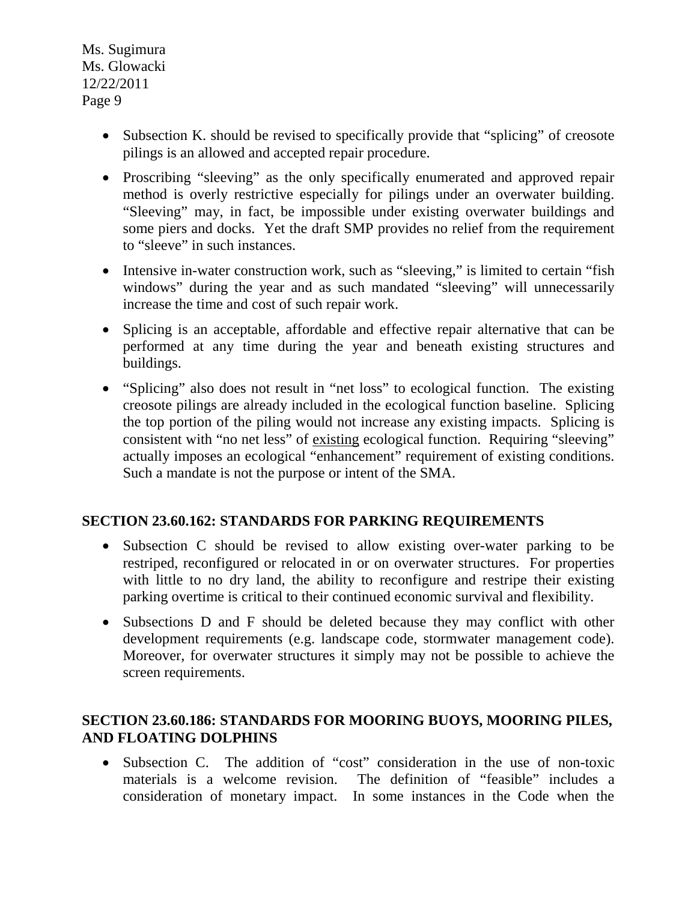- Subsection K. should be revised to specifically provide that "splicing" of creosote pilings is an allowed and accepted repair procedure.
- Proscribing "sleeving" as the only specifically enumerated and approved repair method is overly restrictive especially for pilings under an overwater building. "Sleeving" may, in fact, be impossible under existing overwater buildings and some piers and docks. Yet the draft SMP provides no relief from the requirement to "sleeve" in such instances.
- Intensive in-water construction work, such as "sleeving," is limited to certain "fish windows" during the year and as such mandated "sleeving" will unnecessarily increase the time and cost of such repair work.
- Splicing is an acceptable, affordable and effective repair alternative that can be performed at any time during the year and beneath existing structures and buildings.
- "Splicing" also does not result in "net loss" to ecological function. The existing creosote pilings are already included in the ecological function baseline. Splicing the top portion of the piling would not increase any existing impacts. Splicing is consistent with "no net less" of existing ecological function. Requiring "sleeving" actually imposes an ecological "enhancement" requirement of existing conditions. Such a mandate is not the purpose or intent of the SMA.

**SECTION 23.60.162: STANDARDS FOR PARKING REQUIREMENTS**

- Subsection C should be revised to allow existing over-water parking to be restriped, reconfigured or relocated in or on overwater structures. For properties with little to no dry land, the ability to reconfigure and restripe their existing parking overtime is critical to their continued economic survival and flexibility.
- Subsections D and F should be deleted because they may conflict with other development requirements (e.g. landscape code, stormwater management code). Moreover, for overwater structures it simply may not be possible to achieve the screen requirements.

**SECTION 23.60.186: STANDARDS FOR MOORING BUOYS, MOORING PILES, AND FLOATING DOLPHINS**

- Subsection C. The addition of "cost" consideration in the use of non-toxic materials is a welcome revision. The definition of "feasible" includes a consideration of monetary impact. In some instances in the Code when the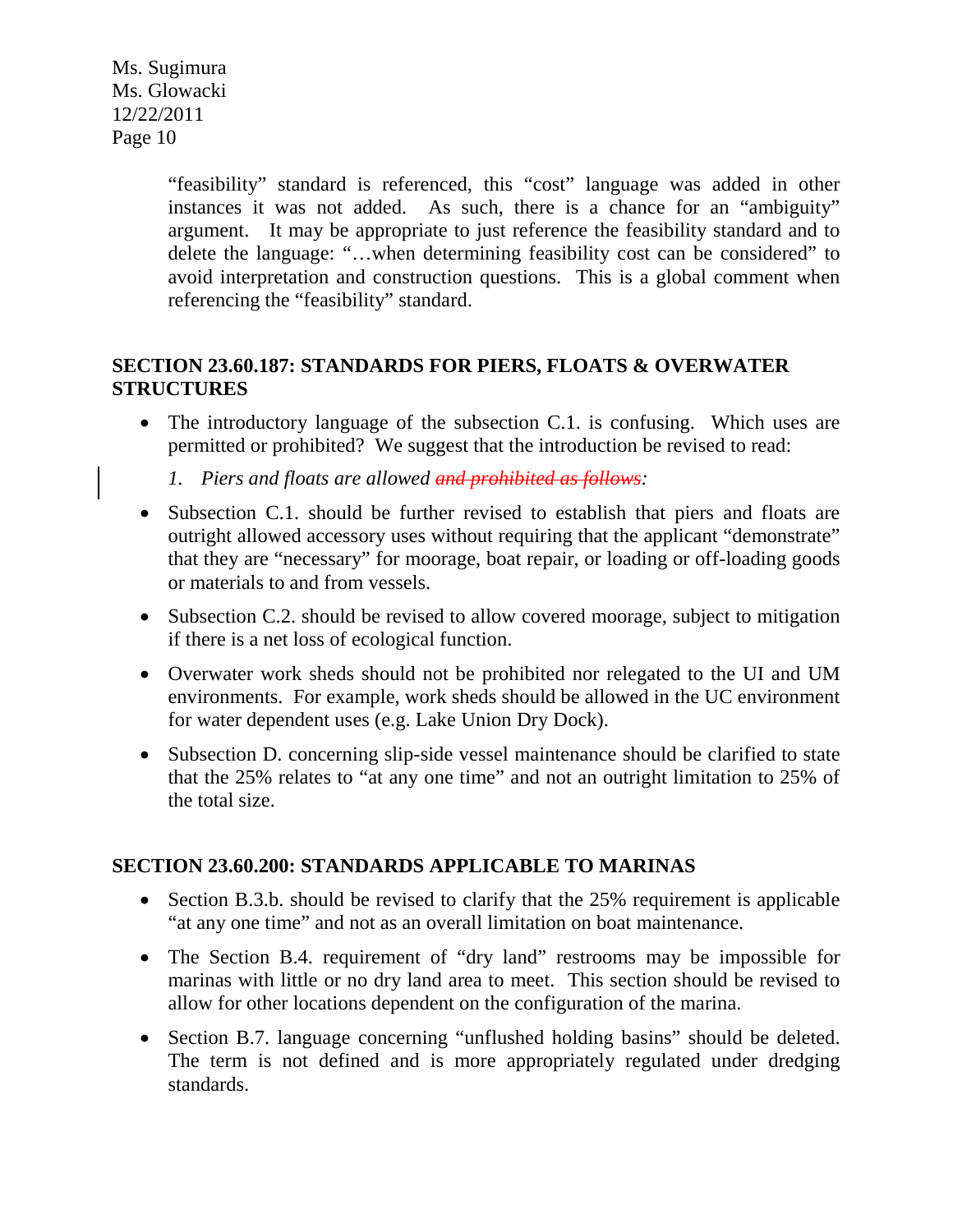"feasibility" standard is referenced, this "cost" language was added in other instances it was not added. As such, there is a chance for an "ambiguity" argument. It may be appropriate to just reference the feasibility standard and to delete the language: "…when determining feasibility cost can be considered" to avoid interpretation and construction questions. This is a global comment when referencing the "feasibility" standard.

## SECTION 23.60.187: STANDARDS FOR PIERS, FLOATS & OVERWATER STRUCTURES

- The introductory language of the subsection C.1. is confusing. Which uses are permitted or prohibited? We suggest that the introduction be revised to read:

  *1. Piers and floats are allowed ~~and prohibited as follows~~:*

- Subsection C.1. should be further revised to establish that piers and floats are outright allowed accessory uses without requiring that the applicant "demonstrate" that they are "necessary" for moorage, boat repair, or loading or off-loading goods or materials to and from vessels.
- Subsection C.2. should be revised to allow covered moorage, subject to mitigation if there is a net loss of ecological function.
- Overwater work sheds should not be prohibited nor relegated to the UI and UM environments. For example, work sheds should be allowed in the UC environment for water dependent uses (e.g. Lake Union Dry Dock).
- Subsection D. concerning slip-side vessel maintenance should be clarified to state that the 25% relates to "at any one time" and not an outright limitation to 25% of the total size.

## SECTION 23.60.200: STANDARDS APPLICABLE TO MARINAS

- Section B.3.b. should be revised to clarify that the 25% requirement is applicable "at any one time" and not as an overall limitation on boat maintenance.
- The Section B.4. requirement of "dry land" restrooms may be impossible for marinas with little or no dry land area to meet. This section should be revised to allow for other locations dependent on the configuration of the marina.
- Section B.7. language concerning "unflushed holding basins" should be deleted. The term is not defined and is more appropriately regulated under dredging standards.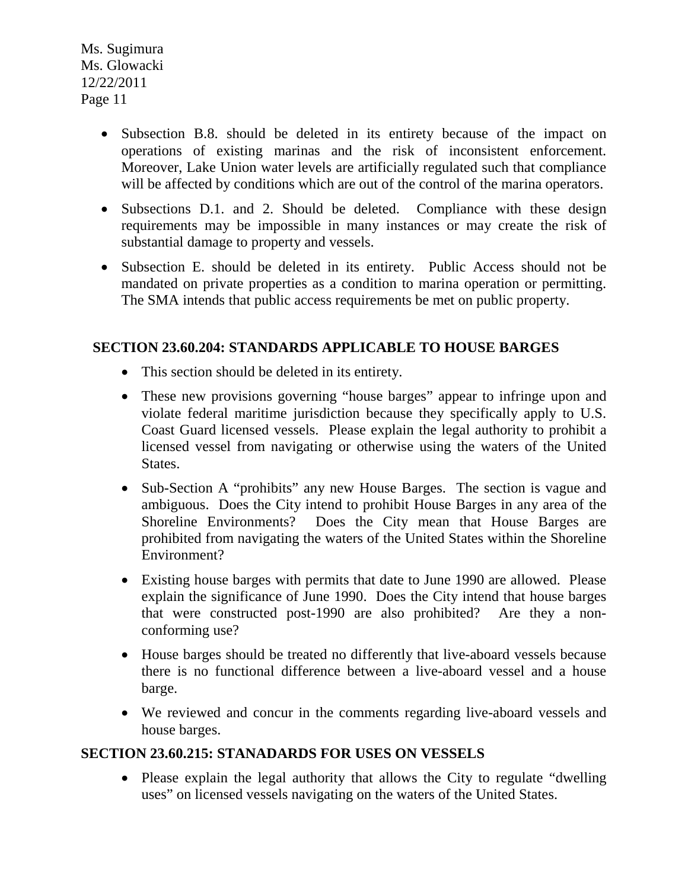- Subsection B.8. should be deleted in its entirety because of the impact on operations of existing marinas and the risk of inconsistent enforcement. Moreover, Lake Union water levels are artificially regulated such that compliance will be affected by conditions which are out of the control of the marina operators.
- Subsections D.1. and 2. Should be deleted. Compliance with these design requirements may be impossible in many instances or may create the risk of substantial damage to property and vessels.
- Subsection E. should be deleted in its entirety. Public Access should not be mandated on private properties as a condition to marina operation or permitting. The SMA intends that public access requirements be met on public property.

## SECTION 23.60.204: STANDARDS APPLICABLE TO HOUSE BARGES

- This section should be deleted in its entirety.
- These new provisions governing "house barges" appear to infringe upon and violate federal maritime jurisdiction because they specifically apply to U.S. Coast Guard licensed vessels. Please explain the legal authority to prohibit a licensed vessel from navigating or otherwise using the waters of the United States.
- Sub-Section A "prohibits" any new House Barges. The section is vague and ambiguous. Does the City intend to prohibit House Barges in any area of the Shoreline Environments? Does the City mean that House Barges are prohibited from navigating the waters of the United States within the Shoreline Environment?
- Existing house barges with permits that date to June 1990 are allowed. Please explain the significance of June 1990. Does the City intend that house barges that were constructed post-1990 are also prohibited? Are they a non-conforming use?
- House barges should be treated no differently that live-aboard vessels because there is no functional difference between a live-aboard vessel and a house barge.
- We reviewed and concur in the comments regarding live-aboard vessels and house barges.

## SECTION 23.60.215: STANADARDS FOR USES ON VESSELS

- Please explain the legal authority that allows the City to regulate "dwelling uses" on licensed vessels navigating on the waters of the United States.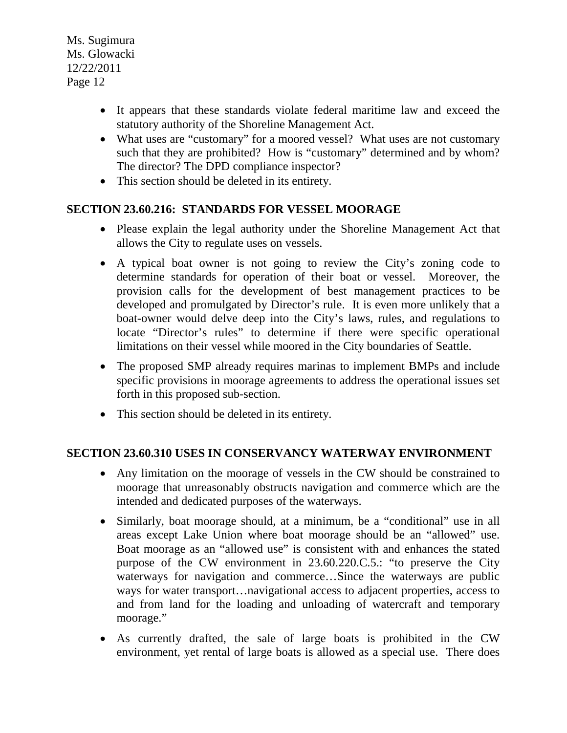- It appears that these standards violate federal maritime law and exceed the statutory authority of the Shoreline Management Act.
- What uses are "customary" for a moored vessel? What uses are not customary such that they are prohibited? How is "customary" determined and by whom? The director? The DPD compliance inspector?
- This section should be deleted in its entirety.

## SECTION 23.60.216: STANDARDS FOR VESSEL MOORAGE

- Please explain the legal authority under the Shoreline Management Act that allows the City to regulate uses on vessels.
- A typical boat owner is not going to review the City's zoning code to determine standards for operation of their boat or vessel. Moreover, the provision calls for the development of best management practices to be developed and promulgated by Director's rule. It is even more unlikely that a boat-owner would delve deep into the City's laws, rules, and regulations to locate "Director's rules" to determine if there were specific operational limitations on their vessel while moored in the City boundaries of Seattle.
- The proposed SMP already requires marinas to implement BMPs and include specific provisions in moorage agreements to address the operational issues set forth in this proposed sub-section.
- This section should be deleted in its entirety.

## SECTION 23.60.310 USES IN CONSERVANCY WATERWAY ENVIRONMENT

- Any limitation on the moorage of vessels in the CW should be constrained to moorage that unreasonably obstructs navigation and commerce which are the intended and dedicated purposes of the waterways.
- Similarly, boat moorage should, at a minimum, be a "conditional" use in all areas except Lake Union where boat moorage should be an "allowed" use. Boat moorage as an "allowed use" is consistent with and enhances the stated purpose of the CW environment in 23.60.220.C.5.: "to preserve the City waterways for navigation and commerce…Since the waterways are public ways for water transport…navigational access to adjacent properties, access to and from land for the loading and unloading of watercraft and temporary moorage."
- As currently drafted, the sale of large boats is prohibited in the CW environment, yet rental of large boats is allowed as a special use. There does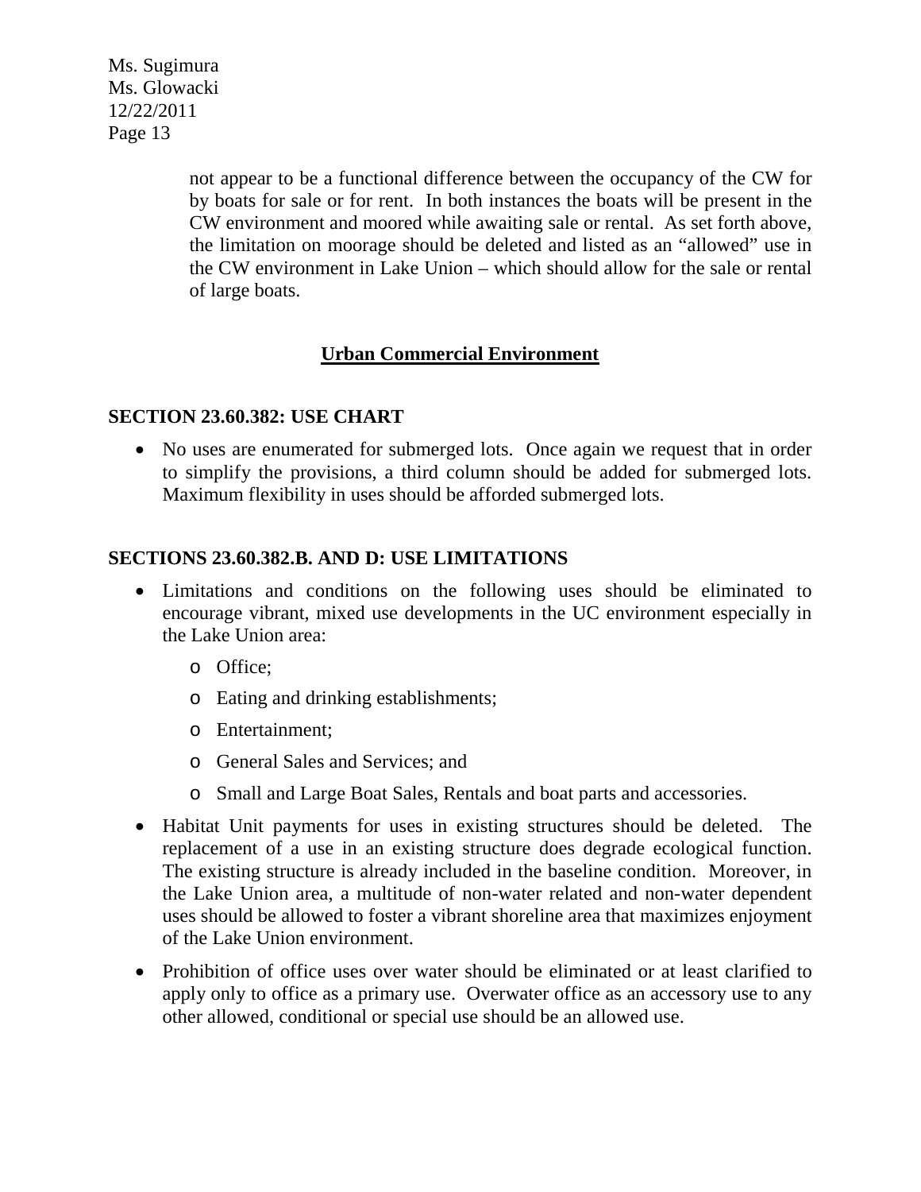not appear to be a functional difference between the occupancy of the CW for by boats for sale or for rent. In both instances the boats will be present in the CW environment and moored while awaiting sale or rental. As set forth above, the limitation on moorage should be deleted and listed as an "allowed" use in the CW environment in Lake Union – which should allow for the sale or rental of large boats.

## Urban Commercial Environment

### SECTION 23.60.382: USE CHART

- No uses are enumerated for submerged lots. Once again we request that in order to simplify the provisions, a third column should be added for submerged lots. Maximum flexibility in uses should be afforded submerged lots.

### SECTIONS 23.60.382.B. AND D: USE LIMITATIONS

- Limitations and conditions on the following uses should be eliminated to encourage vibrant, mixed use developments in the UC environment especially in the Lake Union area:
  - Office;
  - Eating and drinking establishments;
  - Entertainment;
  - General Sales and Services; and
  - Small and Large Boat Sales, Rentals and boat parts and accessories.
- Habitat Unit payments for uses in existing structures should be deleted. The replacement of a use in an existing structure does degrade ecological function. The existing structure is already included in the baseline condition. Moreover, in the Lake Union area, a multitude of non-water related and non-water dependent uses should be allowed to foster a vibrant shoreline area that maximizes enjoyment of the Lake Union environment.
- Prohibition of office uses over water should be eliminated or at least clarified to apply only to office as a primary use. Overwater office as an accessory use to any other allowed, conditional or special use should be an allowed use.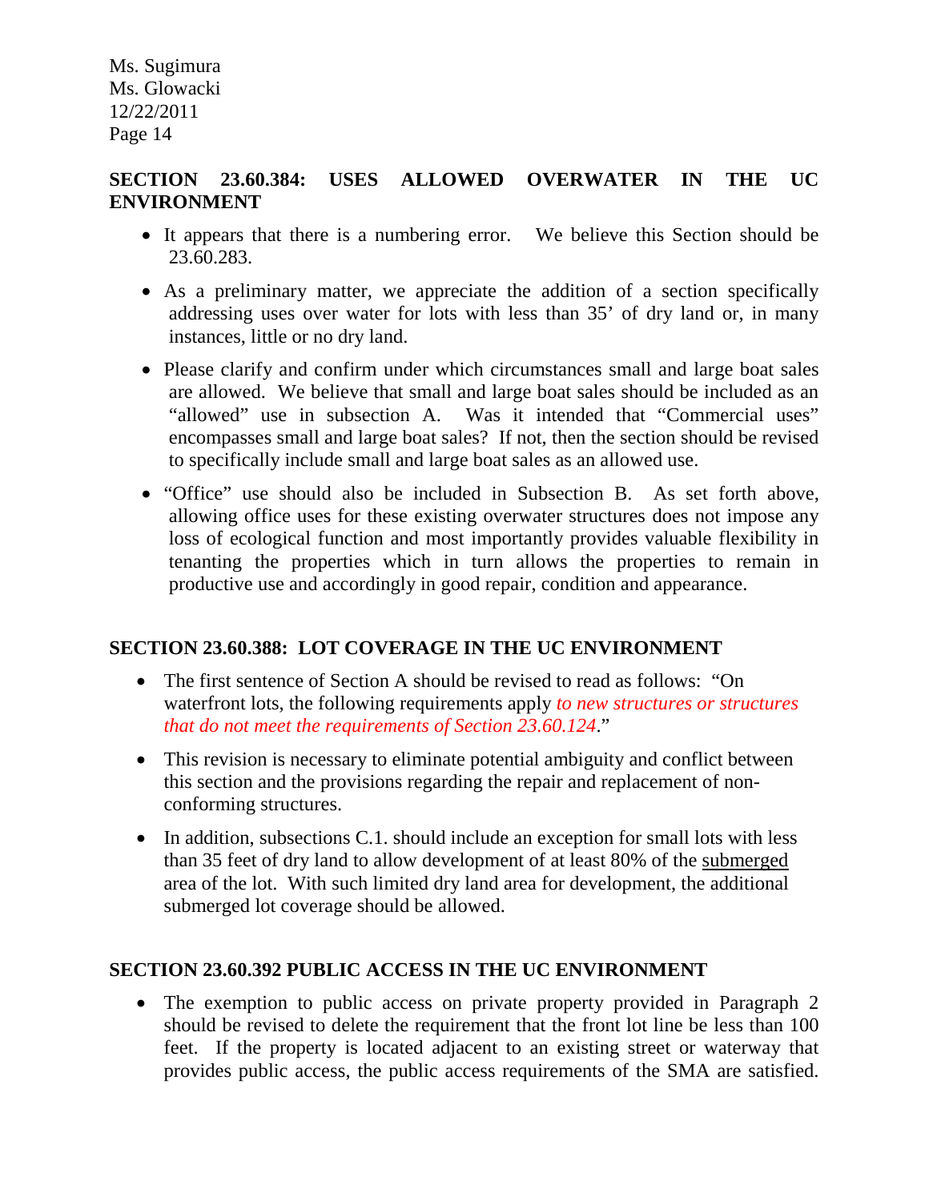**SECTION 23.60.384: USES ALLOWED OVERWATER IN THE UC ENVIRONMENT**

- It appears that there is a numbering error. We believe this Section should be 23.60.283.
- As a preliminary matter, we appreciate the addition of a section specifically addressing uses over water for lots with less than 35' of dry land or, in many instances, little or no dry land.
- Please clarify and confirm under which circumstances small and large boat sales are allowed. We believe that small and large boat sales should be included as an "allowed" use in subsection A. Was it intended that "Commercial uses" encompasses small and large boat sales? If not, then the section should be revised to specifically include small and large boat sales as an allowed use.
- "Office" use should also be included in Subsection B. As set forth above, allowing office uses for these existing overwater structures does not impose any loss of ecological function and most importantly provides valuable flexibility in tenanting the properties which in turn allows the properties to remain in productive use and accordingly in good repair, condition and appearance.

**SECTION 23.60.388: LOT COVERAGE IN THE UC ENVIRONMENT**

- The first sentence of Section A should be revised to read as follows: "On waterfront lots, the following requirements apply *to new structures or structures that do not meet the requirements of Section 23.60.124*."
- This revision is necessary to eliminate potential ambiguity and conflict between this section and the provisions regarding the repair and replacement of non-conforming structures.
- In addition, subsections C.1. should include an exception for small lots with less than 35 feet of dry land to allow development of at least 80% of the <u>submerged</u> area of the lot. With such limited dry land area for development, the additional submerged lot coverage should be allowed.

**SECTION 23.60.392 PUBLIC ACCESS IN THE UC ENVIRONMENT**

- The exemption to public access on private property provided in Paragraph 2 should be revised to delete the requirement that the front lot line be less than 100 feet. If the property is located adjacent to an existing street or waterway that provides public access, the public access requirements of the SMA are satisfied.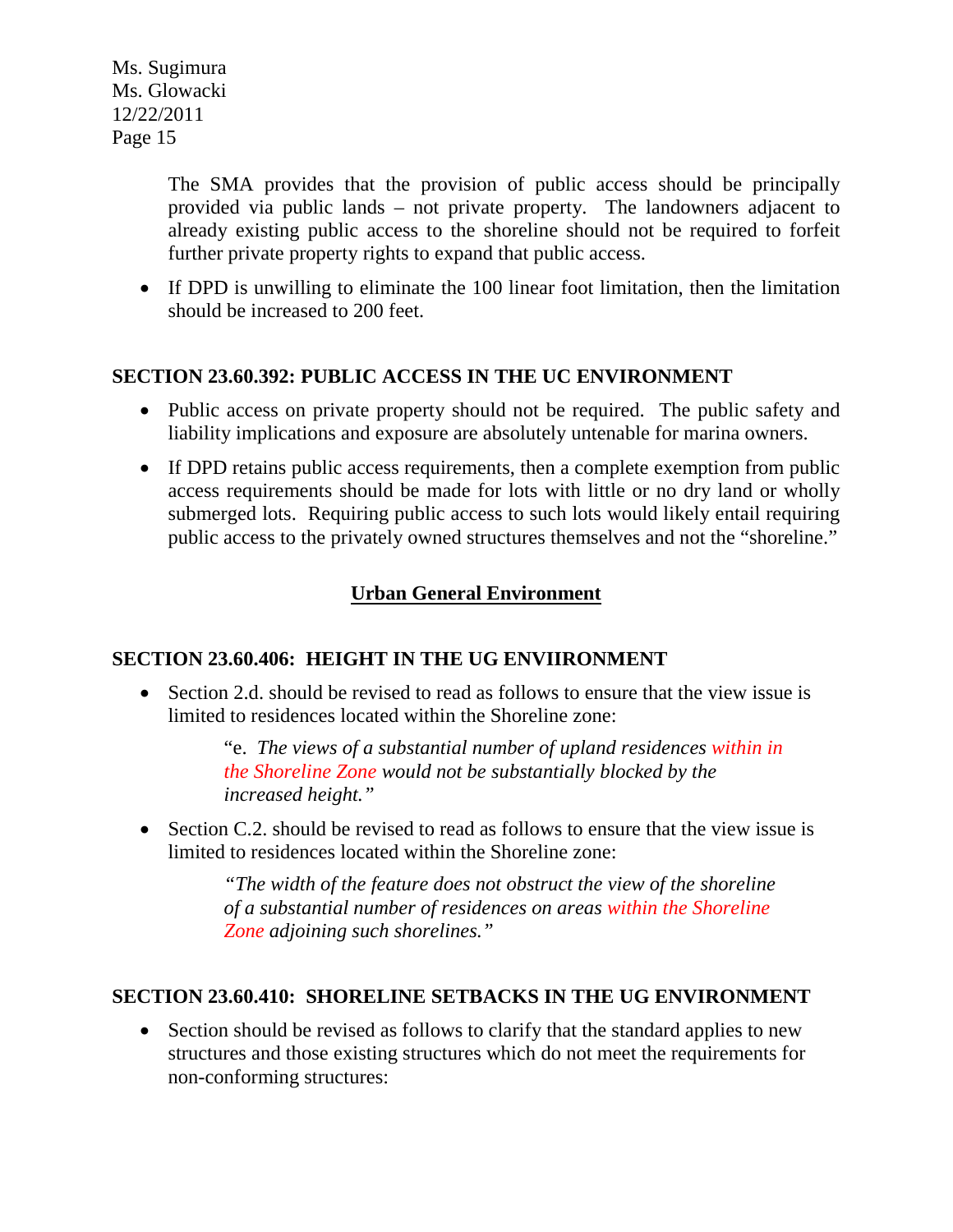The SMA provides that the provision of public access should be principally provided via public lands – not private property. The landowners adjacent to already existing public access to the shoreline should not be required to forfeit further private property rights to expand that public access.

- If DPD is unwilling to eliminate the 100 linear foot limitation, then the limitation should be increased to 200 feet.

**SECTION 23.60.392: PUBLIC ACCESS IN THE UC ENVIRONMENT**

- Public access on private property should not be required. The public safety and liability implications and exposure are absolutely untenable for marina owners.
- If DPD retains public access requirements, then a complete exemption from public access requirements should be made for lots with little or no dry land or wholly submerged lots. Requiring public access to such lots would likely entail requiring public access to the privately owned structures themselves and not the "shoreline."

## Urban General Environment

**SECTION 23.60.406: HEIGHT IN THE UG ENVIIRONMENT**

- Section 2.d. should be revised to read as follows to ensure that the view issue is limited to residences located within the Shoreline zone:

  > "e. *The views of a substantial number of upland residences within in the Shoreline Zone would not be substantially blocked by the increased height."*

- Section C.2. should be revised to read as follows to ensure that the view issue is limited to residences located within the Shoreline zone:

  > *"The width of the feature does not obstruct the view of the shoreline of a substantial number of residences on areas within the Shoreline Zone adjoining such shorelines."*

**SECTION 23.60.410: SHORELINE SETBACKS IN THE UG ENVIRONMENT**

- Section should be revised as follows to clarify that the standard applies to new structures and those existing structures which do not meet the requirements for non-conforming structures: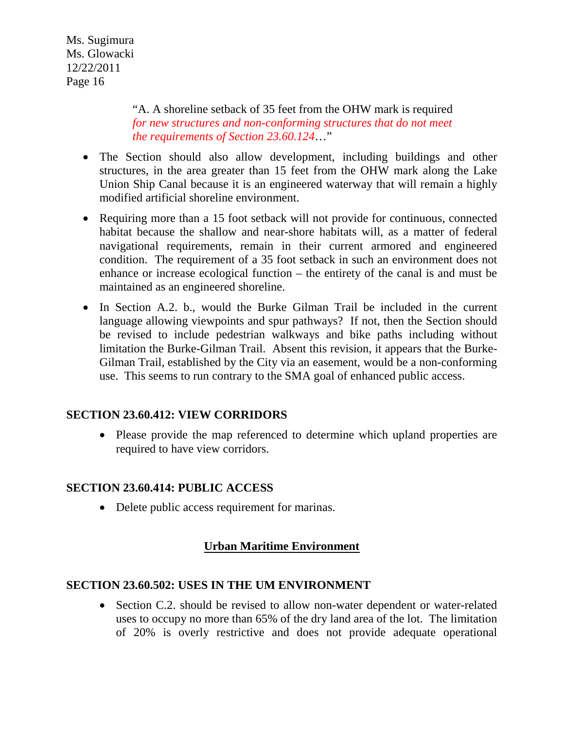"A. A shoreline setback of 35 feet from the OHW mark is required *for new structures and non-conforming structures that do not meet the requirements of Section 23.60.124*…"

- The Section should also allow development, including buildings and other structures, in the area greater than 15 feet from the OHW mark along the Lake Union Ship Canal because it is an engineered waterway that will remain a highly modified artificial shoreline environment.
- Requiring more than a 15 foot setback will not provide for continuous, connected habitat because the shallow and near-shore habitats will, as a matter of federal navigational requirements, remain in their current armored and engineered condition. The requirement of a 35 foot setback in such an environment does not enhance or increase ecological function – the entirety of the canal is and must be maintained as an engineered shoreline.
- In Section A.2. b., would the Burke Gilman Trail be included in the current language allowing viewpoints and spur pathways? If not, then the Section should be revised to include pedestrian walkways and bike paths including without limitation the Burke-Gilman Trail. Absent this revision, it appears that the Burke-Gilman Trail, established by the City via an easement, would be a non-conforming use. This seems to run contrary to the SMA goal of enhanced public access.

**SECTION 23.60.412: VIEW CORRIDORS**

- Please provide the map referenced to determine which upland properties are required to have view corridors.

**SECTION 23.60.414: PUBLIC ACCESS**

- Delete public access requirement for marinas.

**Urban Maritime Environment**

**SECTION 23.60.502: USES IN THE UM ENVIRONMENT**

- Section C.2. should be revised to allow non-water dependent or water-related uses to occupy no more than 65% of the dry land area of the lot. The limitation of 20% is overly restrictive and does not provide adequate operational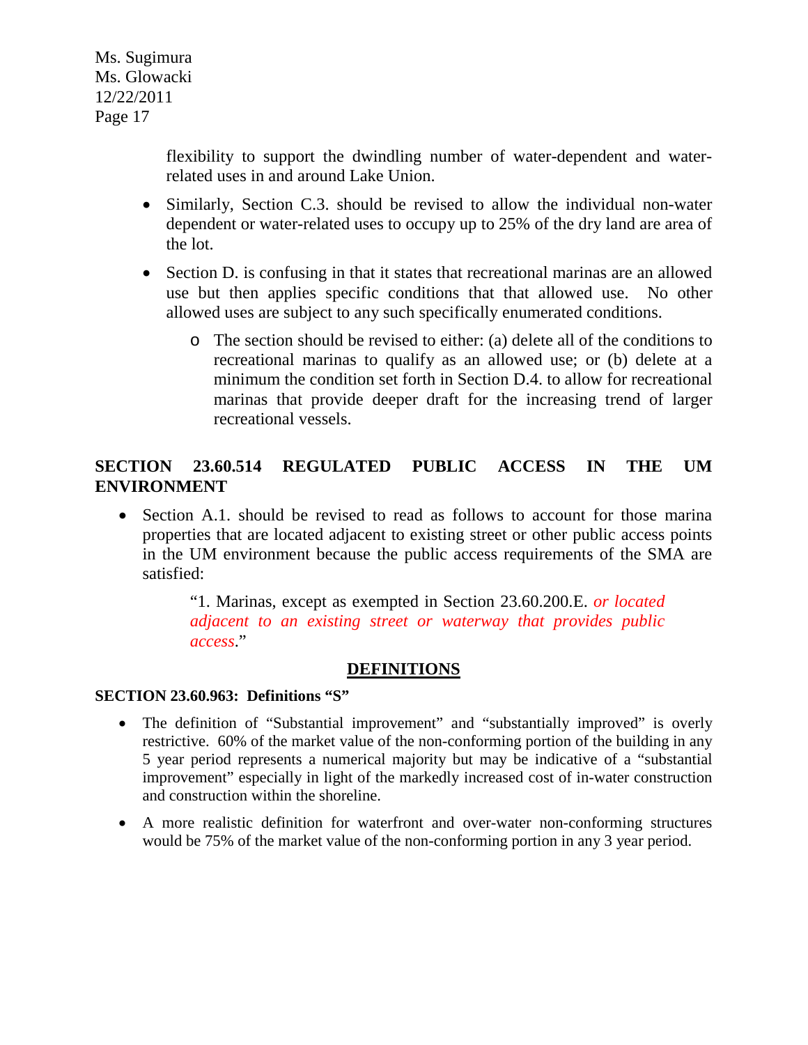flexibility to support the dwindling number of water-dependent and water-related uses in and around Lake Union.

- Similarly, Section C.3. should be revised to allow the individual non-water dependent or water-related uses to occupy up to 25% of the dry land are area of the lot.
- Section D. is confusing in that it states that recreational marinas are an allowed use but then applies specific conditions that that allowed use. No other allowed uses are subject to any such specifically enumerated conditions.
    - The section should be revised to either: (a) delete all of the conditions to recreational marinas to qualify as an allowed use; or (b) delete at a minimum the condition set forth in Section D.4. to allow for recreational marinas that provide deeper draft for the increasing trend of larger recreational vessels.

**SECTION 23.60.514 REGULATED PUBLIC ACCESS IN THE UM ENVIRONMENT**

- Section A.1. should be revised to read as follows to account for those marina properties that are located adjacent to existing street or other public access points in the UM environment because the public access requirements of the SMA are satisfied:

> "1. Marinas, except as exempted in Section 23.60.200.E. *or located adjacent to an existing street or waterway that provides public access*."

## DEFINITIONS

**SECTION 23.60.963: Definitions "S"**

- The definition of "Substantial improvement" and "substantially improved" is overly restrictive. 60% of the market value of the non-conforming portion of the building in any 5 year period represents a numerical majority but may be indicative of a "substantial improvement" especially in light of the markedly increased cost of in-water construction and construction within the shoreline.
- A more realistic definition for waterfront and over-water non-conforming structures would be 75% of the market value of the non-conforming portion in any 3 year period.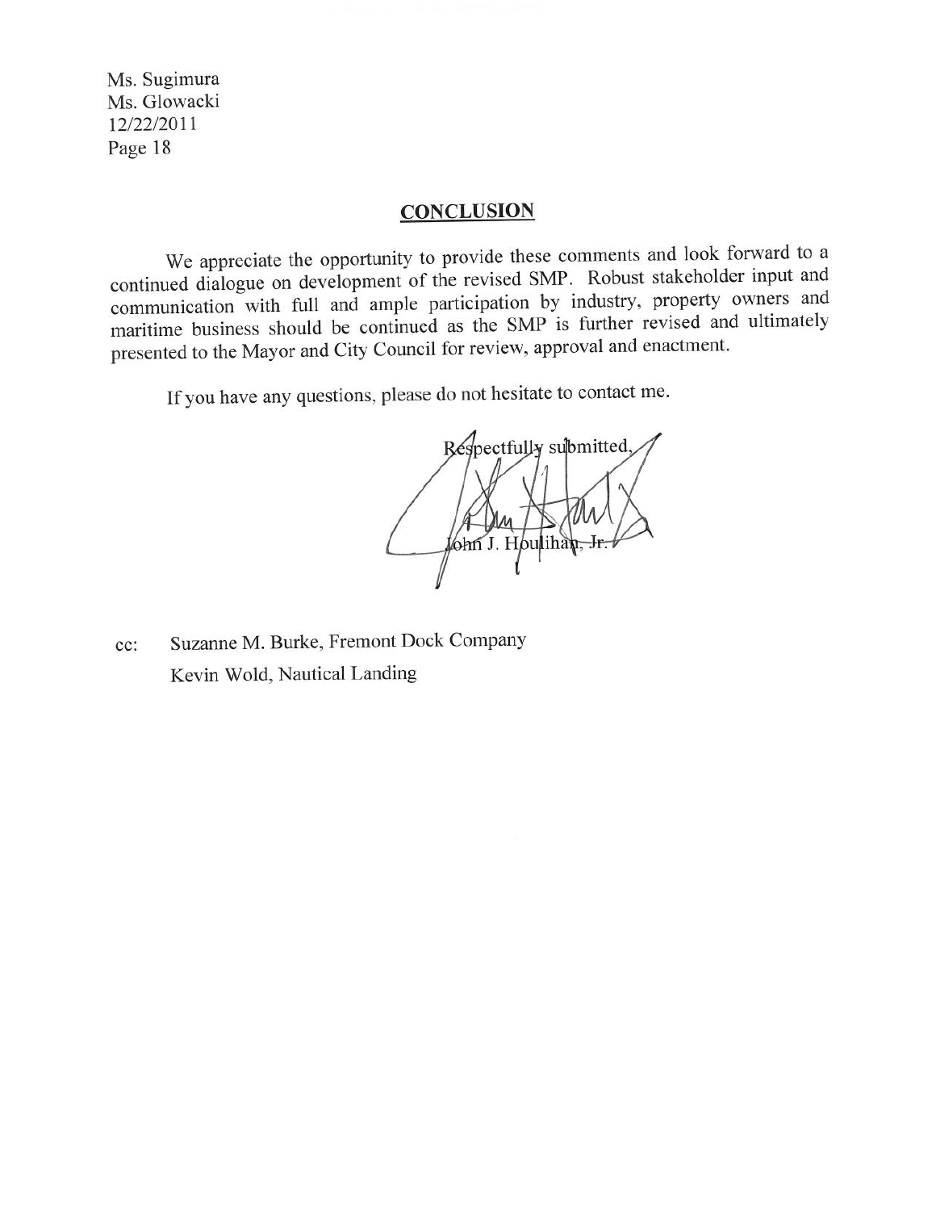## CONCLUSION

We appreciate the opportunity to provide these comments and look forward to a continued dialogue on development of the revised SMP. Robust stakeholder input and communication with full and ample participation by industry, property owners and maritime business should be continued as the SMP is further revised and ultimately presented to the Mayor and City Council for review, approval and enactment.

If you have any questions, please do not hesitate to contact me.

Respectfully submitted,

John J. Houlihan, Jr.

cc: Suzanne M. Burke, Fremont Dock Company
Kevin Wold, Nautical Landing